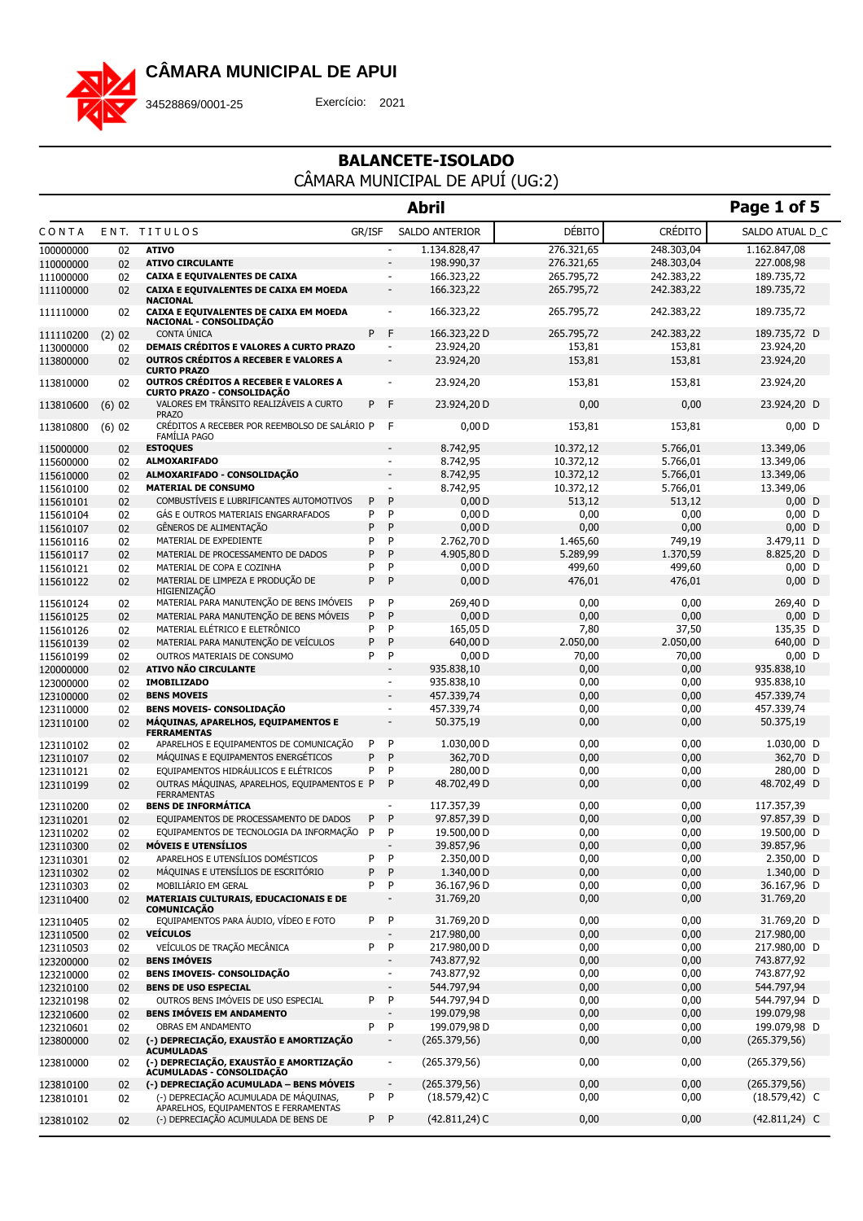# CÂMARA MUNICIPAL DE APUI

34528869/0001-25 Exercício: 2021

## BALANCETE-ISOLADO

CÂMARA MUNICIPAL DE APUÍ (UG:2)

### Abril

| CONTA | ENT. | TITULOS | GR/ISF | | SALDO ANTERIOR | DÉBITO | CRÉDITO | SALDO ATUAL D_C |
|---|---|---|---|---|---|---|---|---|
| 100000000 | 02 | **ATIVO** | | - | 1.134.828,47 | 276.321,65 | 248.303,04 | 1.162.847,08 |
| 110000000 | 02 | **ATIVO CIRCULANTE** | | - | 198.990,37 | 276.321,65 | 248.303,04 | 227.008,98 |
| 111000000 | 02 | **CAIXA E EQUIVALENTES DE CAIXA** | | - | 166.323,22 | 265.795,72 | 242.383,22 | 189.735,72 |
| 111100000 | 02 | **CAIXA E EQUIVALENTES DE CAIXA EM MOEDA NACIONAL** | | - | 166.323,22 | 265.795,72 | 242.383,22 | 189.735,72 |
| 111110000 | 02 | **CAIXA E EQUIVALENTES DE CAIXA EM MOEDA NACIONAL - CONSOLIDAÇÃO** | | - | 166.323,22 | 265.795,72 | 242.383,22 | 189.735,72 |
| 111110200 | (2) 02 | CONTA ÚNICA | P | F | 166.323,22 D | 265.795,72 | 242.383,22 | 189.735,72 D |
| 113000000 | 02 | **DEMAIS CRÉDITOS E VALORES A CURTO PRAZO** | | - | 23.924,20 | 153,81 | 153,81 | 23.924,20 |
| 113800000 | 02 | **OUTROS CRÉDITOS A RECEBER E VALORES A CURTO PRAZO** | | - | 23.924,20 | 153,81 | 153,81 | 23.924,20 |
| 113810000 | 02 | **OUTROS CRÉDITOS A RECEBER E VALORES A CURTO PRAZO - CONSOLIDAÇÃO** | | - | 23.924,20 | 153,81 | 153,81 | 23.924,20 |
| 113810600 | (6) 02 | VALORES EM TRÂNSITO REALIZÁVEIS A CURTO PRAZO | P | F | 23.924,20 D | 0,00 | 0,00 | 23.924,20 D |
| 113810800 | (6) 02 | CRÉDITOS A RECEBER POR REEMBOLSO DE SALÁRIO FAMÍLIA PAGO | P | F | 0,00 D | 153,81 | 153,81 | 0,00 D |
| 115000000 | 02 | **ESTOQUES** | | - | 8.742,95 | 10.372,12 | 5.766,01 | 13.349,06 |
| 115600000 | 02 | **ALMOXARIFADO** | | - | 8.742,95 | 10.372,12 | 5.766,01 | 13.349,06 |
| 115610000 | 02 | **ALMOXARIFADO - CONSOLIDAÇÃO** | | - | 8.742,95 | 10.372,12 | 5.766,01 | 13.349,06 |
| 115610100 | 02 | **MATERIAL DE CONSUMO** | | - | 8.742,95 | 10.372,12 | 5.766,01 | 13.349,06 |
| 115610101 | 02 | COMBUSTÍVEIS E LUBRIFICANTES AUTOMOTIVOS | P | P | 0,00 D | 513,12 | 513,12 | 0,00 D |
| 115610104 | 02 | GÁS E OUTROS MATERIAIS ENGARRAFADOS | P | P | 0,00 D | 0,00 | 0,00 | 0,00 D |
| 115610107 | 02 | GÊNEROS DE ALIMENTAÇÃO | P | P | 0,00 D | 0,00 | 0,00 | 0,00 D |
| 115610116 | 02 | MATERIAL DE EXPEDIENTE | P | P | 2.762,70 D | 1.465,60 | 749,19 | 3.479,11 D |
| 115610117 | 02 | MATERIAL DE PROCESSAMENTO DE DADOS | P | P | 4.905,80 D | 5.289,99 | 1.370,59 | 8.825,20 D |
| 115610121 | 02 | MATERIAL DE COPA E COZINHA | P | P | 0,00 D | 499,60 | 499,60 | 0,00 D |
| 115610122 | 02 | MATERIAL DE LIMPEZA E PRODUÇÃO DE HIGIENIZAÇÃO | P | P | 0,00 D | 476,01 | 476,01 | 0,00 D |
| 115610124 | 02 | MATERIAL PARA MANUTENÇÃO DE BENS IMÓVEIS | P | P | 269,40 D | 0,00 | 0,00 | 269,40 D |
| 115610125 | 02 | MATERIAL PARA MANUTENÇÃO DE BENS MÓVEIS | P | P | 0,00 D | 0,00 | 0,00 | 0,00 D |
| 115610126 | 02 | MATERIAL ELÉTRICO E ELETRÔNICO | P | P | 165,05 D | 7,80 | 37,50 | 135,35 D |
| 115610139 | 02 | MATERIAL PARA MANUTENÇÃO DE VEÍCULOS | P | P | 640,00 D | 2.050,00 | 2.050,00 | 640,00 D |
| 115610199 | 02 | OUTROS MATERIAIS DE CONSUMO | P | P | 0,00 D | 70,00 | 70,00 | 0,00 D |
| 120000000 | 02 | **ATIVO NÃO CIRCULANTE** | | - | 935.838,10 | 0,00 | 0,00 | 935.838,10 |
| 123000000 | 02 | **IMOBILIZADO** | | - | 935.838,10 | 0,00 | 0,00 | 935.838,10 |
| 123100000 | 02 | **BENS MOVEIS** | | - | 457.339,74 | 0,00 | 0,00 | 457.339,74 |
| 123110000 | 02 | **BENS MOVEIS- CONSOLIDAÇÃO** | | - | 457.339,74 | 0,00 | 0,00 | 457.339,74 |
| 123110100 | 02 | **MÁQUINAS, APARELHOS, EQUIPAMENTOS E FERRAMENTAS** | | - | 50.375,19 | 0,00 | 0,00 | 50.375,19 |
| 123110102 | 02 | APARELHOS E EQUIPAMENTOS DE COMUNICAÇÃO | P | P | 1.030,00 D | 0,00 | 0,00 | 1.030,00 D |
| 123110107 | 02 | MÁQUINAS E EQUIPAMENTOS ENERGÉTICOS | P | P | 362,70 D | 0,00 | 0,00 | 362,70 D |
| 123110121 | 02 | EQUIPAMENTOS HIDRÁULICOS E ELÉTRICOS | P | P | 280,00 D | 0,00 | 0,00 | 280,00 D |
| 123110199 | 02 | OUTRAS MÁQUINAS, APARELHOS, EQUIPAMENTOS E FERRAMENTAS | P | P | 48.702,49 D | 0,00 | 0,00 | 48.702,49 D |
| 123110200 | 02 | **BENS DE INFORMÁTICA** | | - | 117.357,39 | 0,00 | 0,00 | 117.357,39 |
| 123110201 | 02 | EQUIPAMENTOS DE PROCESSAMENTO DE DADOS | P | P | 97.857,39 D | 0,00 | 0,00 | 97.857,39 D |
| 123110202 | 02 | EQUIPAMENTOS DE TECNOLOGIA DA INFORMAÇÃO | P | P | 19.500,00 D | 0,00 | 0,00 | 19.500,00 D |
| 123110300 | 02 | **MÓVEIS E UTENSÍLIOS** | | - | 39.857,96 | 0,00 | 0,00 | 39.857,96 |
| 123110301 | 02 | APARELHOS E UTENSÍLIOS DOMÉSTICOS | P | P | 2.350,00 D | 0,00 | 0,00 | 2.350,00 D |
| 123110302 | 02 | MÁQUINAS E UTENSÍLIOS DE ESCRITÓRIO | P | P | 1.340,00 D | 0,00 | 0,00 | 1.340,00 D |
| 123110303 | 02 | MOBILIÁRIO EM GERAL | P | P | 36.167,96 D | 0,00 | 0,00 | 36.167,96 D |
| 123110400 | 02 | **MATERIAIS CULTURAIS, EDUCACIONAIS E DE COMUNICAÇÃO** | | - | 31.769,20 | 0,00 | 0,00 | 31.769,20 |
| 123110405 | 02 | EQUIPAMENTOS PARA ÁUDIO, VÍDEO E FOTO | P | P | 31.769,20 D | 0,00 | 0,00 | 31.769,20 D |
| 123110500 | 02 | **VEÍCULOS** | | - | 217.980,00 | 0,00 | 0,00 | 217.980,00 |
| 123110503 | 02 | VEÍCULOS DE TRAÇÃO MECÂNICA | P | P | 217.980,00 D | 0,00 | 0,00 | 217.980,00 D |
| 123200000 | 02 | **BENS IMÓVEIS** | | - | 743.877,92 | 0,00 | 0,00 | 743.877,92 |
| 123210000 | 02 | **BENS IMOVEIS- CONSOLIDAÇÃO** | | - | 743.877,92 | 0,00 | 0,00 | 743.877,92 |
| 123210100 | 02 | **BENS DE USO ESPECIAL** | | - | 544.797,94 | 0,00 | 0,00 | 544.797,94 |
| 123210198 | 02 | OUTROS BENS IMÓVEIS DE USO ESPECIAL | P | P | 544.797,94 D | 0,00 | 0,00 | 544.797,94 D |
| 123210600 | 02 | **BENS IMÓVEIS EM ANDAMENTO** | | - | 199.079,98 | 0,00 | 0,00 | 199.079,98 |
| 123210601 | 02 | OBRAS EM ANDAMENTO | P | P | 199.079,98 D | 0,00 | 0,00 | 199.079,98 D |
| 123800000 | 02 | **(-) DEPRECIAÇÃO, EXAUSTÃO E AMORTIZAÇÃO ACUMULADAS** | | - | (265.379,56) | 0,00 | 0,00 | (265.379,56) |
| 123810000 | 02 | **(-) DEPRECIAÇÃO, EXAUSTÃO E AMORTIZAÇÃO ACUMULADAS - CONSOLIDAÇÃO** | | - | (265.379,56) | 0,00 | 0,00 | (265.379,56) |
| 123810100 | 02 | **(-) DEPRECIAÇÃO ACUMULADA – BENS MÓVEIS** | | - | (265.379,56) | 0,00 | 0,00 | (265.379,56) |
| 123810101 | 02 | (-) DEPRECIAÇÃO ACUMULADA DE MÁQUINAS, APARELHOS, EQUIPAMENTOS E FERRAMENTAS | P | P | (18.579,42) C | 0,00 | 0,00 | (18.579,42) C |
| 123810102 | 02 | (-) DEPRECIAÇÃO ACUMULADA DE BENS DE | P | P | (42.811,24) C | 0,00 | 0,00 | (42.811,24) C |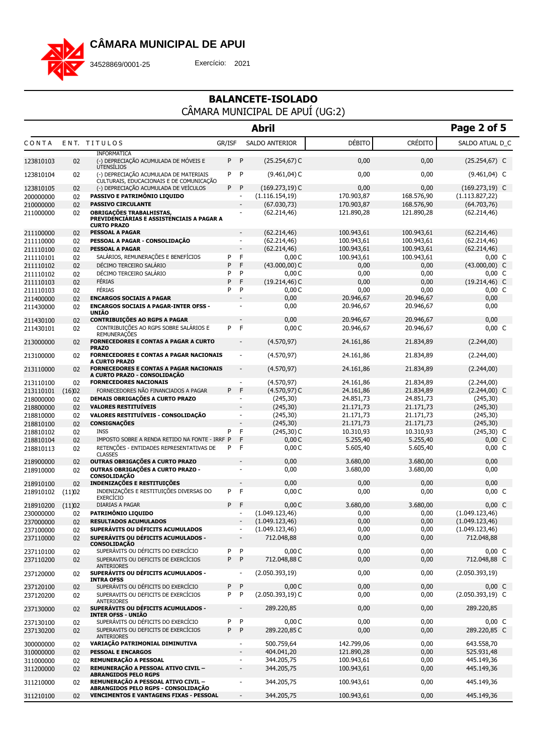# CÂMARA MUNICIPAL DE APUI

34528869/0001-25 Exercício: 2021

## BALANCETE-ISOLADO

CÂMARA MUNICIPAL DE APUÍ (UG:2)

**Abril**

| CONTA | ENT. | TITULOS | GR/ISF | | SALDO ANTERIOR | DÉBITO | CRÉDITO | SALDO ATUAL D_C |
|---|---|---|---|---|---|---|---|---|
| | | INFORMATICA | | | | | | |
| 123810103 | 02 | (-) DEPRECIAÇÃO ACUMULADA DE MÓVEIS E UTENSÍLIOS | P | P | (25.254,67) C | 0,00 | 0,00 | (25.254,67) C |
| 123810104 | 02 | (-) DEPRECIAÇÃO ACUMULADA DE MATERIAIS CULTURAIS, EDUCACIONAIS E DE COMUNICAÇÃO | P | P | (9.461,04) C | 0,00 | 0,00 | (9.461,04) C |
| 123810105 | 02 | (-) DEPRECIAÇÃO ACUMULADA DE VEÍCULOS | P | P | (169.273,19) C | 0,00 | 0,00 | (169.273,19) C |
| 200000000 | 02 | **PASSIVO E PATRIMÔNIO LIQUIDO** | | - | (1.116.154,19) | 170.903,87 | 168.576,90 | (1.113.827,22) |
| 210000000 | 02 | **PASSIVO CIRCULANTE** | | - | (67.030,73) | 170.903,87 | 168.576,90 | (64.703,76) |
| 211000000 | 02 | **OBRIGAÇÕES TRABALHISTAS, PREVIDENCIÁRIAS E ASSISTENCIAIS A PAGAR A CURTO PRAZO** | | - | (62.214,46) | 121.890,28 | 121.890,28 | (62.214,46) |
| 211100000 | 02 | **PESSOAL A PAGAR** | | - | (62.214,46) | 100.943,61 | 100.943,61 | (62.214,46) |
| 211110000 | 02 | **PESSOAL A PAGAR - CONSOLIDAÇÃO** | | - | (62.214,46) | 100.943,61 | 100.943,61 | (62.214,46) |
| 211110100 | 02 | **PESSOAL A PAGAR** | | - | (62.214,46) | 100.943,61 | 100.943,61 | (62.214,46) |
| 211110101 | 02 | SALÁRIOS, REMUNERAÇÕES E BENEFÍCIOS | P | F | 0,00 C | 100.943,61 | 100.943,61 | 0,00 C |
| 211110102 | 02 | DÉCIMO TERCEIRO SALÁRIO | P | F | (43.000,00) C | 0,00 | 0,00 | (43.000,00) C |
| 211110102 | 02 | DÉCIMO TERCEIRO SALÁRIO | P | P | 0,00 C | 0,00 | 0,00 | 0,00 C |
| 211110103 | 02 | FÉRIAS | P | F | (19.214,46) C | 0,00 | 0,00 | (19.214,46) C |
| 211110103 | 02 | FÉRIAS | P | P | 0,00 C | 0,00 | 0,00 | 0,00 C |
| 211400000 | 02 | **ENCARGOS SOCIAIS A PAGAR** | | - | 0,00 | 20.946,67 | 20.946,67 | 0,00 |
| 211430000 | 02 | **ENCARGOS SOCIAIS A PAGAR-INTER OFSS - UNIÃO** | | - | 0,00 | 20.946,67 | 20.946,67 | 0,00 |
| 211430100 | 02 | **CONTRIBUIÇÕES AO RGPS A PAGAR** | | - | 0,00 | 20.946,67 | 20.946,67 | 0,00 |
| 211430101 | 02 | CONTRIBUIÇÕES AO RGPS SOBRE SALÁRIOS E REMUNERAÇÕES | P | F | 0,00 C | 20.946,67 | 20.946,67 | 0,00 C |
| 213000000 | 02 | **FORNECEDORES E CONTAS A PAGAR A CURTO PRAZO** | | - | (4.570,97) | 24.161,86 | 21.834,89 | (2.244,00) |
| 213100000 | 02 | **FORNECEDORES E CONTAS A PAGAR NACIONAIS A CURTO PRAZO** | | - | (4.570,97) | 24.161,86 | 21.834,89 | (2.244,00) |
| 213110000 | 02 | **FORNECEDORES E CONTAS A PAGAR NACIONAIS A CURTO PRAZO - CONSOLIDAÇÃO** | | - | (4.570,97) | 24.161,86 | 21.834,89 | (2.244,00) |
| 213110100 | 02 | **FORNECEDORES NACIONAIS** | | - | (4.570,97) | 24.161,86 | 21.834,89 | (2.244,00) |
| 213110101 | (16)02 | FORNECEDORES NÃO FINANCIADOS A PAGAR | P | F | (4.570,97) C | 24.161,86 | 21.834,89 | (2.244,00) C |
| 218000000 | 02 | **DEMAIS OBRIGAÇÕES A CURTO PRAZO** | | - | (245,30) | 24.851,73 | 24.851,73 | (245,30) |
| 218800000 | 02 | **VALORES RESTITUÍVEIS** | | - | (245,30) | 21.171,73 | 21.171,73 | (245,30) |
| 218810000 | 02 | **VALORES RESTITUÍVEIS - CONSOLIDAÇÃO** | | - | (245,30) | 21.171,73 | 21.171,73 | (245,30) |
| 218810100 | 02 | **CONSIGNAÇÕES** | | - | (245,30) | 21.171,73 | 21.171,73 | (245,30) |
| 218810102 | 02 | INSS | P | F | (245,30) C | 10.310,93 | 10.310,93 | (245,30) C |
| 218810104 | 02 | IMPOSTO SOBRE A RENDA RETIDO NA FONTE - IRRF | P | F | 0,00 C | 5.255,40 | 5.255,40 | 0,00 C |
| 218810113 | 02 | RETENÇÕES - ENTIDADES REPRESENTATIVAS DE CLASSES | P | F | 0,00 C | 5.605,40 | 5.605,40 | 0,00 C |
| 218900000 | 02 | **OUTRAS OBRIGAÇÕES A CURTO PRAZO** | | - | 0,00 | 3.680,00 | 3.680,00 | 0,00 |
| 218910000 | 02 | **OUTRAS OBRIGAÇÕES A CURTO PRAZO - CONSOLIDAÇÃO** | | - | 0,00 | 3.680,00 | 3.680,00 | 0,00 |
| 218910100 | 02 | **INDENIZAÇÕES E RESTITUIÇÕES** | | - | 0,00 | 0,00 | 0,00 | 0,00 |
| 218910102 | (11)02 | INDENIZAÇÕES E RESTITUIÇÕES DIVERSAS DO EXERCÍCIO | P | F | 0,00 C | 0,00 | 0,00 | 0,00 C |
| 218910200 | (11)02 | DIARIAS A PAGAR | P | F | 0,00 C | 3.680,00 | 3.680,00 | 0,00 C |
| 230000000 | 02 | **PATRIMÔNIO LIQUIDO** | | - | (1.049.123,46) | 0,00 | 0,00 | (1.049.123,46) |
| 237000000 | 02 | **RESULTADOS ACUMULADOS** | | - | (1.049.123,46) | 0,00 | 0,00 | (1.049.123,46) |
| 237100000 | 02 | **SUPERÁVITS OU DÉFICITS ACUMULADOS** | | - | (1.049.123,46) | 0,00 | 0,00 | (1.049.123,46) |
| 237110000 | 02 | **SUPERÁVITS OU DÉFICITS ACUMULADOS - CONSOLIDAÇÃO** | | - | 712.048,88 | 0,00 | 0,00 | 712.048,88 |
| 237110100 | 02 | SUPERÁVITS OU DÉFICITS DO EXERCÍCIO | P | P | 0,00 C | 0,00 | 0,00 | 0,00 C |
| 237110200 | 02 | SUPERAVITS OU DEFICITS DE EXERCÍCIOS ANTERIORES | P | P | 712.048,88 C | 0,00 | 0,00 | 712.048,88 C |
| 237120000 | 02 | **SUPERÁVITS OU DÉFICITS ACUMULADOS - INTRA OFSS** | | - | (2.050.393,19) | 0,00 | 0,00 | (2.050.393,19) |
| 237120100 | 02 | SUPERÁVITS OU DÉFICITS DO EXERCÍCIO | P | P | 0,00 C | 0,00 | 0,00 | 0,00 C |
| 237120200 | 02 | SUPERAVITS OU DEFICITS DE EXERCÍCIOS ANTERIORES | P | P | (2.050.393,19) C | 0,00 | 0,00 | (2.050.393,19) C |
| 237130000 | 02 | **SUPERÁVITS OU DÉFICITS ACUMULADOS - INTER OFSS - UNIÃO** | | - | 289.220,85 | 0,00 | 0,00 | 289.220,85 |
| 237130100 | 02 | SUPERÁVITS OU DÉFICITS DO EXERCÍCIO | P | P | 0,00 C | 0,00 | 0,00 | 0,00 C |
| 237130200 | 02 | SUPERAVITS OU DEFICITS DE EXERCÍCIOS ANTERIORES | P | P | 289.220,85 C | 0,00 | 0,00 | 289.220,85 C |
| 300000000 | 02 | **VARIAÇÃO PATRIMONIAL DIMINUTIVA** | | - | 500.759,64 | 142.799,06 | 0,00 | 643.558,70 |
| 310000000 | 02 | **PESSOAL E ENCARGOS** | | - | 404.041,20 | 121.890,28 | 0,00 | 525.931,48 |
| 311000000 | 02 | **REMUNERAÇÃO A PESSOAL** | | - | 344.205,75 | 100.943,61 | 0,00 | 445.149,36 |
| 311200000 | 02 | **REMUNERAÇÃO A PESSOAL ATIVO CIVIL – ABRANGIDOS PELO RGPS** | | - | 344.205,75 | 100.943,61 | 0,00 | 445.149,36 |
| 311210000 | 02 | **REMUNERAÇÃO A PESSOAL ATIVO CIVIL – ABRANGIDOS PELO RGPS - CONSOLIDAÇÃO** | | - | 344.205,75 | 100.943,61 | 0,00 | 445.149,36 |
| 311210100 | 02 | **VENCIMENTOS E VANTAGENS FIXAS - PESSOAL** | | - | 344.205,75 | 100.943,61 | 0,00 | 445.149,36 |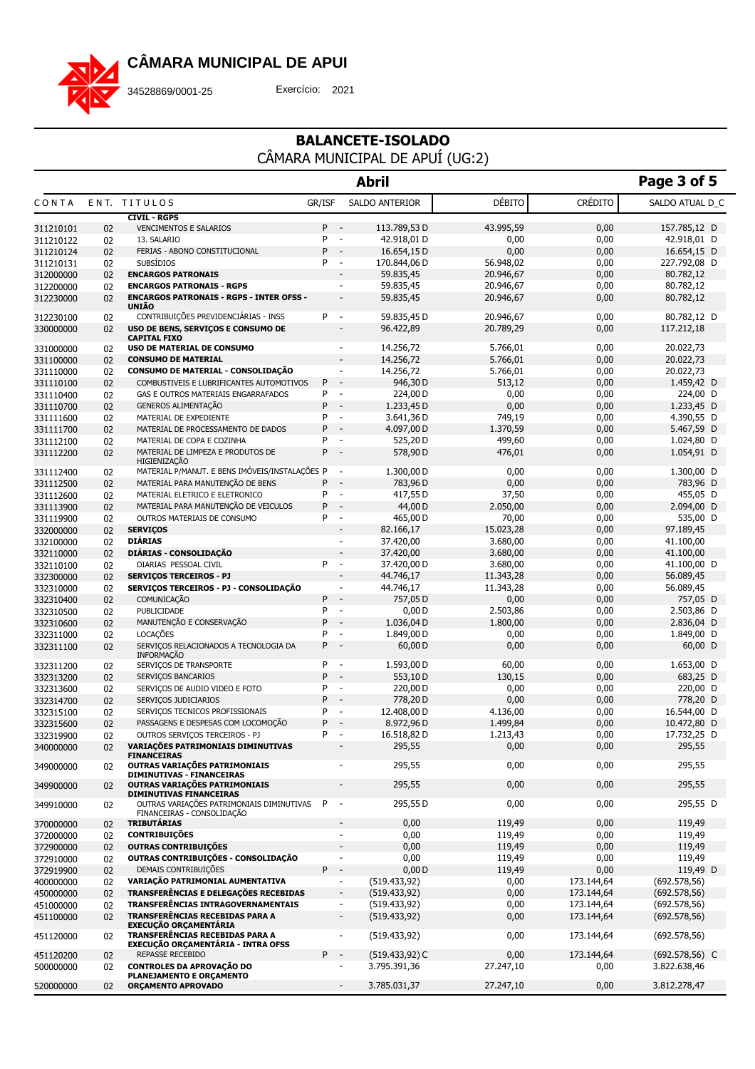# CÂMARA MUNICIPAL DE APUI

34528869/0001-25 Exercício: 2021

## BALANCETE-ISOLADO

CÂMARA MUNICIPAL DE APUÍ (UG:2)

### Abril

| CONTA | ENT. | TITULOS | GR/ISF | | SALDO ANTERIOR | DÉBITO | CRÉDITO | SALDO ATUAL D_C |
|---|---|---|---|---|---|---|---|---|
| | | **CIVIL - RGPS** | | | | | | |
| 311210101 | 02 | VENCIMENTOS E SALARIOS | P | - | 113.789,53 D | 43.995,59 | 0,00 | 157.785,12 D |
| 311210122 | 02 | 13. SALARIO | P | - | 42.918,01 D | 0,00 | 0,00 | 42.918,01 D |
| 311210124 | 02 | FERIAS - ABONO CONSTITUCIONAL | P | - | 16.654,15 D | 0,00 | 0,00 | 16.654,15 D |
| 311210131 | 02 | SUBSÍDIOS | P | - | 170.844,06 D | 56.948,02 | 0,00 | 227.792,08 D |
| 312000000 | 02 | **ENCARGOS PATRONAIS** | | - | 59.835,45 | 20.946,67 | 0,00 | 80.782,12 |
| 312200000 | 02 | **ENCARGOS PATRONAIS - RGPS** | | - | 59.835,45 | 20.946,67 | 0,00 | 80.782,12 |
| 312230000 | 02 | **ENCARGOS PATRONAIS - RGPS - INTER OFSS - UNIÃO** | | - | 59.835,45 | 20.946,67 | 0,00 | 80.782,12 |
| 312230100 | 02 | CONTRIBUIÇÕES PREVIDENCIÁRIAS - INSS | P | - | 59.835,45 D | 20.946,67 | 0,00 | 80.782,12 D |
| 330000000 | 02 | **USO DE BENS, SERVIÇOS E CONSUMO DE CAPITAL FIXO** | | - | 96.422,89 | 20.789,29 | 0,00 | 117.212,18 |
| 331000000 | 02 | **USO DE MATERIAL DE CONSUMO** | | - | 14.256,72 | 5.766,01 | 0,00 | 20.022,73 |
| 331100000 | 02 | **CONSUMO DE MATERIAL** | | - | 14.256,72 | 5.766,01 | 0,00 | 20.022,73 |
| 331110000 | 02 | **CONSUMO DE MATERIAL - CONSOLIDAÇÃO** | | - | 14.256,72 | 5.766,01 | 0,00 | 20.022,73 |
| 331110100 | 02 | COMBUSTIVEIS E LUBRIFICANTES AUTOMOTIVOS | P | - | 946,30 D | 513,12 | 0,00 | 1.459,42 D |
| 331110400 | 02 | GAS E OUTROS MATERIAIS ENGARRAFADOS | P | - | 224,00 D | 0,00 | 0,00 | 224,00 D |
| 331110700 | 02 | GENEROS ALIMENTAÇÃO | P | - | 1.233,45 D | 0,00 | 0,00 | 1.233,45 D |
| 331111600 | 02 | MATERIAL DE EXPEDIENTE | P | - | 3.641,36 D | 749,19 | 0,00 | 4.390,55 D |
| 331111700 | 02 | MATERIAL DE PROCESSAMENTO DE DADOS | P | - | 4.097,00 D | 1.370,59 | 0,00 | 5.467,59 D |
| 331112100 | 02 | MATERIAL DE COPA E COZINHA | P | - | 525,20 D | 499,60 | 0,00 | 1.024,80 D |
| 331112200 | 02 | MATERIAL DE LIMPEZA E PRODUTOS DE HIGIENIZAÇÃO | P | - | 578,90 D | 476,01 | 0,00 | 1.054,91 D |
| 331112400 | 02 | MATERIAL P/MANUT. E BENS IMÓVEIS/INSTALAÇÕES | P | - | 1.300,00 D | 0,00 | 0,00 | 1.300,00 D |
| 331112500 | 02 | MATERIAL PARA MANUTENÇÃO DE BENS | P | - | 783,96 D | 0,00 | 0,00 | 783,96 D |
| 331112600 | 02 | MATERIAL ELETRICO E ELETRONICO | P | - | 417,55 D | 37,50 | 0,00 | 455,05 D |
| 331113900 | 02 | MATERIAL PARA MANUTENÇÃO DE VEICULOS | P | - | 44,00 D | 2.050,00 | 0,00 | 2.094,00 D |
| 331119900 | 02 | OUTROS MATERIAIS DE CONSUMO | P | - | 465,00 D | 70,00 | 0,00 | 535,00 D |
| 332000000 | 02 | **SERVIÇOS** | | - | 82.166,17 | 15.023,28 | 0,00 | 97.189,45 |
| 332100000 | 02 | **DIÁRIAS** | | - | 37.420,00 | 3.680,00 | 0,00 | 41.100,00 |
| 332110000 | 02 | **DIÁRIAS - CONSOLIDAÇÃO** | | - | 37.420,00 | 3.680,00 | 0,00 | 41.100,00 |
| 332110100 | 02 | DIARIAS PESSOAL CIVIL | P | - | 37.420,00 D | 3.680,00 | 0,00 | 41.100,00 D |
| 332300000 | 02 | **SERVIÇOS TERCEIROS - PJ** | | - | 44.746,17 | 11.343,28 | 0,00 | 56.089,45 |
| 332310000 | 02 | **SERVIÇOS TERCEIROS - PJ - CONSOLIDAÇÃO** | | - | 44.746,17 | 11.343,28 | 0,00 | 56.089,45 |
| 332310400 | 02 | COMUNICAÇÃO | P | - | 757,05 D | 0,00 | 0,00 | 757,05 D |
| 332310500 | 02 | PUBLICIDADE | P | - | 0,00 D | 2.503,86 | 0,00 | 2.503,86 D |
| 332310600 | 02 | MANUTENÇÃO E CONSERVAÇÃO | P | - | 1.036,04 D | 1.800,00 | 0,00 | 2.836,04 D |
| 332311000 | 02 | LOCAÇÕES | P | - | 1.849,00 D | 0,00 | 0,00 | 1.849,00 D |
| 332311100 | 02 | SERVIÇOS RELACIONADOS A TECNOLOGIA DA INFORMAÇÃO | P | - | 60,00 D | 0,00 | 0,00 | 60,00 D |
| 332311200 | 02 | SERVIÇOS DE TRANSPORTE | P | - | 1.593,00 D | 60,00 | 0,00 | 1.653,00 D |
| 332313200 | 02 | SERVIÇOS BANCARIOS | P | - | 553,10 D | 130,15 | 0,00 | 683,25 D |
| 332313600 | 02 | SERVIÇOS DE AUDIO VIDEO E FOTO | P | - | 220,00 D | 0,00 | 0,00 | 220,00 D |
| 332314700 | 02 | SERVIÇOS JUDICIARIOS | P | - | 778,20 D | 0,00 | 0,00 | 778,20 D |
| 332315100 | 02 | SERVIÇOS TECNICOS PROFISSIONAIS | P | - | 12.408,00 D | 4.136,00 | 0,00 | 16.544,00 D |
| 332315600 | 02 | PASSAGENS E DESPESAS COM LOCOMOÇÃO | P | - | 8.972,96 D | 1.499,84 | 0,00 | 10.472,80 D |
| 332319900 | 02 | OUTROS SERVIÇOS TERCEIROS - PJ | P | - | 16.518,82 D | 1.213,43 | 0,00 | 17.732,25 D |
| 340000000 | 02 | **VARIAÇÕES PATRIMONIAIS DIMINUTIVAS FINANCEIRAS** | | - | 295,55 | 0,00 | 0,00 | 295,55 |
| 349000000 | 02 | **OUTRAS VARIAÇÕES PATRIMONIAIS DIMINUTIVAS - FINANCEIRAS** | | - | 295,55 | 0,00 | 0,00 | 295,55 |
| 349900000 | 02 | **OUTRAS VARIAÇÕES PATRIMONIAIS DIMINUTIVAS FINANCEIRAS** | | - | 295,55 | 0,00 | 0,00 | 295,55 |
| 349910000 | 02 | OUTRAS VARIAÇÕES PATRIMONIAIS DIMINUTIVAS FINANCEIRAS - CONSOLIDAÇÃO | P | - | 295,55 D | 0,00 | 0,00 | 295,55 D |
| 370000000 | 02 | **TRIBUTÁRIAS** | | - | 0,00 | 119,49 | 0,00 | 119,49 |
| 372000000 | 02 | **CONTRIBUIÇÕES** | | - | 0,00 | 119,49 | 0,00 | 119,49 |
| 372900000 | 02 | **OUTRAS CONTRIBUIÇÕES** | | - | 0,00 | 119,49 | 0,00 | 119,49 |
| 372910000 | 02 | **OUTRAS CONTRIBUIÇÕES - CONSOLIDAÇÃO** | | - | 0,00 | 119,49 | 0,00 | 119,49 |
| 372919900 | 02 | DEMAIS CONTRIBUIÇÕES | P | - | 0,00 D | 119,49 | 0,00 | 119,49 D |
| 400000000 | 02 | **VARIAÇÃO PATRIMONIAL AUMENTATIVA** | | - | (519.433,92) | 0,00 | 173.144,64 | (692.578,56) |
| 450000000 | 02 | **TRANSFERÊNCIAS E DELEGAÇÕES RECEBIDAS** | | - | (519.433,92) | 0,00 | 173.144,64 | (692.578,56) |
| 451000000 | 02 | **TRANSFERÊNCIAS INTRAGOVERNAMENTAIS** | | - | (519.433,92) | 0,00 | 173.144,64 | (692.578,56) |
| 451100000 | 02 | **TRANSFERÊNCIAS RECEBIDAS PARA A EXECUÇÃO ORÇAMENTÁRIA** | | - | (519.433,92) | 0,00 | 173.144,64 | (692.578,56) |
| 451120000 | 02 | **TRANSFERÊNCIAS RECEBIDAS PARA A EXECUÇÃO ORÇAMENTÁRIA - INTRA OFSS** | | - | (519.433,92) | 0,00 | 173.144,64 | (692.578,56) |
| 451120200 | 02 | REPASSE RECEBIDO | P | - | (519.433,92) C | 0,00 | 173.144,64 | (692.578,56) C |
| 500000000 | 02 | **CONTROLES DA APROVAÇÃO DO PLANEJAMENTO E ORÇAMENTO** | | - | 3.795.391,36 | 27.247,10 | 0,00 | 3.822.638,46 |
| 520000000 | 02 | **ORÇAMENTO APROVADO** | | - | 3.785.031,37 | 27.247,10 | 0,00 | 3.812.278,47 |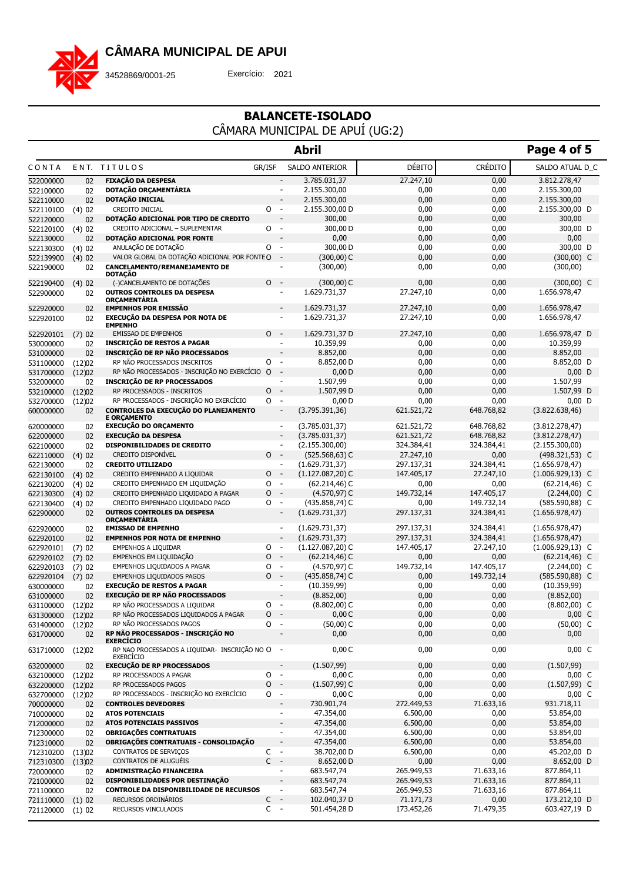# CÂMARA MUNICIPAL DE APUI

34528869/0001-25 Exercício: 2021

## BALANCETE-ISOLADO

CÂMARA MUNICIPAL DE APUÍ (UG:2)

### Abril

| CONTA | ENT. | TITULOS | GR/ISF | | SALDO ANTERIOR | DÉBITO | CRÉDITO | SALDO ATUAL D_C |
|---|---|---|---|---|---|---|---|---|
| 522000000 | 02 | **FIXAÇÃO DA DESPESA** | | - | 3.785.031,37 | 27.247,10 | 0,00 | 3.812.278,47 |
| 522100000 | 02 | **DOTAÇÃO ORÇAMENTÁRIA** | | - | 2.155.300,00 | 0,00 | 0,00 | 2.155.300,00 |
| 522110000 | 02 | **DOTAÇÃO INICIAL** | | - | 2.155.300,00 | 0,00 | 0,00 | 2.155.300,00 |
| 522110100 | (4) 02 | CREDITO INICIAL | O | - | 2.155.300,00 D | 0,00 | 0,00 | 2.155.300,00 D |
| 522120000 | 02 | **DOTAÇÃO ADICIONAL POR TIPO DE CREDITO** | | - | 300,00 | 0,00 | 0,00 | 300,00 |
| 522120100 | (4) 02 | CREDITO ADICIONAL – SUPLEMENTAR | O | - | 300,00 D | 0,00 | 0,00 | 300,00 D |
| 522130000 | 02 | **DOTAÇÃO ADICIONAL POR FONTE** | | - | 0,00 | 0,00 | 0,00 | 0,00 |
| 522130300 | (4) 02 | ANULAÇÃO DE DOTAÇÃO | O | - | 300,00 D | 0,00 | 0,00 | 300,00 D |
| 522139900 | (4) 02 | VALOR GLOBAL DA DOTAÇÃO ADICIONAL POR FONTE | O | - | (300,00) C | 0,00 | 0,00 | (300,00) C |
| 522190000 | 02 | **CANCELAMENTO/REMANEJAMENTO DE DOTAÇÃO** | | - | (300,00) | 0,00 | 0,00 | (300,00) |
| 522190400 | (4) 02 | (-)CANCELAMENTO DE DOTAÇÕES | O | - | (300,00) C | 0,00 | 0,00 | (300,00) C |
| 522900000 | 02 | **OUTROS CONTROLES DA DESPESA ORÇAMENTÁRIA** | | - | 1.629.731,37 | 27.247,10 | 0,00 | 1.656.978,47 |
| 522920000 | 02 | **EMPENHOS POR EMISSÃO** | | - | 1.629.731,37 | 27.247,10 | 0,00 | 1.656.978,47 |
| 522920100 | 02 | **EXECUÇÃO DA DESPESA POR NOTA DE EMPENHO** | | - | 1.629.731,37 | 27.247,10 | 0,00 | 1.656.978,47 |
| 522920101 | (7) 02 | EMISSAO DE EMPENHOS | O | - | 1.629.731,37 D | 27.247,10 | 0,00 | 1.656.978,47 D |
| 530000000 | 02 | **INSCRIÇÃO DE RESTOS A PAGAR** | | - | 10.359,99 | 0,00 | 0,00 | 10.359,99 |
| 531000000 | 02 | **INSCRIÇÃO DE RP NÃO PROCESSADOS** | | - | 8.852,00 | 0,00 | 0,00 | 8.852,00 |
| 531100000 | (12)02 | RP NÃO PROCESSADOS INSCRITOS | O | - | 8.852,00 D | 0,00 | 0,00 | 8.852,00 D |
| 531700000 | (12)02 | RP NÃO PROCESSADOS - INSCRIÇÃO NO EXERCÍCIO | O | - | 0,00 D | 0,00 | 0,00 | 0,00 D |
| 532000000 | 02 | **INSCRIÇÃO DE RP PROCESSADOS** | | - | 1.507,99 | 0,00 | 0,00 | 1.507,99 |
| 532100000 | (12)02 | RP PROCESSADOS - INSCRITOS | O | - | 1.507,99 D | 0,00 | 0,00 | 1.507,99 D |
| 532700000 | (12)02 | RP PROCESSADOS - INSCRIÇÃO NO EXERCÍCIO | O | - | 0,00 D | 0,00 | 0,00 | 0,00 D |
| 600000000 | 02 | **CONTROLES DA EXECUÇÃO DO PLANEJAMENTO E ORÇAMENTO** | | - | (3.795.391,36) | 621.521,72 | 648.768,82 | (3.822.638,46) |
| 620000000 | 02 | **EXECUÇÃO DO ORÇAMENTO** | | - | (3.785.031,37) | 621.521,72 | 648.768,82 | (3.812.278,47) |
| 622000000 | 02 | **EXECUÇÃO DA DESPESA** | | - | (3.785.031,37) | 621.521,72 | 648.768,82 | (3.812.278,47) |
| 622100000 | 02 | **DISPONIBILIDADES DE CREDITO** | | - | (2.155.300,00) | 324.384,41 | 324.384,41 | (2.155.300,00) |
| 622110000 | (4) 02 | CREDITO DISPONÍVEL | O | - | (525.568,63) C | 27.247,10 | 0,00 | (498.321,53) C |
| 622130000 | 02 | **CREDITO UTILIZADO** | | - | (1.629.731,37) | 297.137,31 | 324.384,41 | (1.656.978,47) |
| 622130100 | (4) 02 | CREDITO EMPENHADO A LIQUIDAR | O | - | (1.127.087,20) C | 147.405,17 | 27.247,10 | (1.006.929,13) C |
| 622130200 | (4) 02 | CREDITO EMPENHADO EM LIQUIDAÇÃO | O | - | (62.214,46) C | 0,00 | 0,00 | (62.214,46) C |
| 622130300 | (4) 02 | CREDITO EMPENHADO LIQUIDADO A PAGAR | O | - | (4.570,97) C | 149.732,14 | 147.405,17 | (2.244,00) C |
| 622130400 | (4) 02 | CREDITO EMPENHADO LIQUIDADO PAGO | O | - | (435.858,74) C | 0,00 | 149.732,14 | (585.590,88) C |
| 622900000 | 02 | **OUTROS CONTROLES DA DESPESA ORÇAMENTÁRIA** | | - | (1.629.731,37) | 297.137,31 | 324.384,41 | (1.656.978,47) |
| 622920000 | 02 | **EMISSAO DE EMPENHO** | | - | (1.629.731,37) | 297.137,31 | 324.384,41 | (1.656.978,47) |
| 622920100 | 02 | **EMPENHOS POR NOTA DE EMPENHO** | | - | (1.629.731,37) | 297.137,31 | 324.384,41 | (1.656.978,47) |
| 622920101 | (7) 02 | EMPENHOS A LIQUIDAR | O | - | (1.127.087,20) C | 147.405,17 | 27.247,10 | (1.006.929,13) C |
| 622920102 | (7) 02 | EMPENHOS EM LIQUIDAÇÃO | O | - | (62.214,46) C | 0,00 | 0,00 | (62.214,46) C |
| 622920103 | (7) 02 | EMPENHOS LIQUIDADOS A PAGAR | O | - | (4.570,97) C | 149.732,14 | 147.405,17 | (2.244,00) C |
| 622920104 | (7) 02 | EMPENHOS LIQUIDADOS PAGOS | O | - | (435.858,74) C | 0,00 | 149.732,14 | (585.590,88) C |
| 630000000 | 02 | **EXECUÇÃO DE RESTOS A PAGAR** | | - | (10.359,99) | 0,00 | 0,00 | (10.359,99) |
| 631000000 | 02 | **EXECUÇÃO DE RP NÃO PROCESSADOS** | | - | (8.852,00) | 0,00 | 0,00 | (8.852,00) |
| 631100000 | (12)02 | RP NÃO PROCESSADOS A LIQUIDAR | O | - | (8.802,00) C | 0,00 | 0,00 | (8.802,00) C |
| 631300000 | (12)02 | RP NÃO PROCESSADOS LIQUIDADOS A PAGAR | O | - | 0,00 C | 0,00 | 0,00 | 0,00 C |
| 631400000 | (12)02 | RP NÃO PROCESSADOS PAGOS | O | - | (50,00) C | 0,00 | 0,00 | (50,00) C |
| 631700000 | 02 | **RP NÃO PROCESSADOS - INSCRIÇÃO NO EXERCÍCIO** | | - | 0,00 | 0,00 | 0,00 | 0,00 |
| 631710000 | (12)02 | RP NAO PROCESSADOS A LIQUIDAR- INSCRIÇÃO NO EXERCÍCIO | O | - | 0,00 C | 0,00 | 0,00 | 0,00 C |
| 632000000 | 02 | **EXECUÇÃO DE RP PROCESSADOS** | | - | (1.507,99) | 0,00 | 0,00 | (1.507,99) |
| 632100000 | (12)02 | RP PROCESSADOS A PAGAR | O | - | 0,00 C | 0,00 | 0,00 | 0,00 C |
| 632200000 | (12)02 | RP PROCESSADOS PAGOS | O | - | (1.507,99) C | 0,00 | 0,00 | (1.507,99) C |
| 632700000 | (12)02 | RP PROCESSADOS - INSCRIÇÃO NO EXERCÍCIO | O | - | 0,00 C | 0,00 | 0,00 | 0,00 C |
| 700000000 | 02 | **CONTROLES DEVEDORES** | | - | 730.901,74 | 272.449,53 | 71.633,16 | 931.718,11 |
| 710000000 | 02 | **ATOS POTENCIAIS** | | - | 47.354,00 | 6.500,00 | 0,00 | 53.854,00 |
| 712000000 | 02 | **ATOS POTENCIAIS PASSIVOS** | | - | 47.354,00 | 6.500,00 | 0,00 | 53.854,00 |
| 712300000 | 02 | **OBRIGAÇÕES CONTRATUAIS** | | - | 47.354,00 | 6.500,00 | 0,00 | 53.854,00 |
| 712310000 | 02 | **OBRIGAÇÕES CONTRATUAIS - CONSOLIDAÇÃO** | | - | 47.354,00 | 6.500,00 | 0,00 | 53.854,00 |
| 712310200 | (13)02 | CONTRATOS DE SERVIÇOS | C | - | 38.702,00 D | 6.500,00 | 0,00 | 45.202,00 D |
| 712310300 | (13)02 | CONTRATOS DE ALUGUÉIS | C | - | 8.652,00 D | 0,00 | 0,00 | 8.652,00 D |
| 720000000 | 02 | **ADMINISTRAÇÃO FINANCEIRA** | | - | 683.547,74 | 265.949,53 | 71.633,16 | 877.864,11 |
| 721000000 | 02 | **DISPONIBILIDADES POR DESTINAÇÃO** | | - | 683.547,74 | 265.949,53 | 71.633,16 | 877.864,11 |
| 721100000 | 02 | **CONTROLE DA DISPONIBILIDADE DE RECURSOS** | | - | 683.547,74 | 265.949,53 | 71.633,16 | 877.864,11 |
| 721110000 | (1) 02 | RECURSOS ORDINÁRIOS | C | - | 102.040,37 D | 71.171,73 | 0,00 | 173.212,10 D |
| 721120000 | (1) 02 | RECURSOS VINCULADOS | C | - | 501.454,28 D | 173.452,26 | 71.479,35 | 603.427,19 D |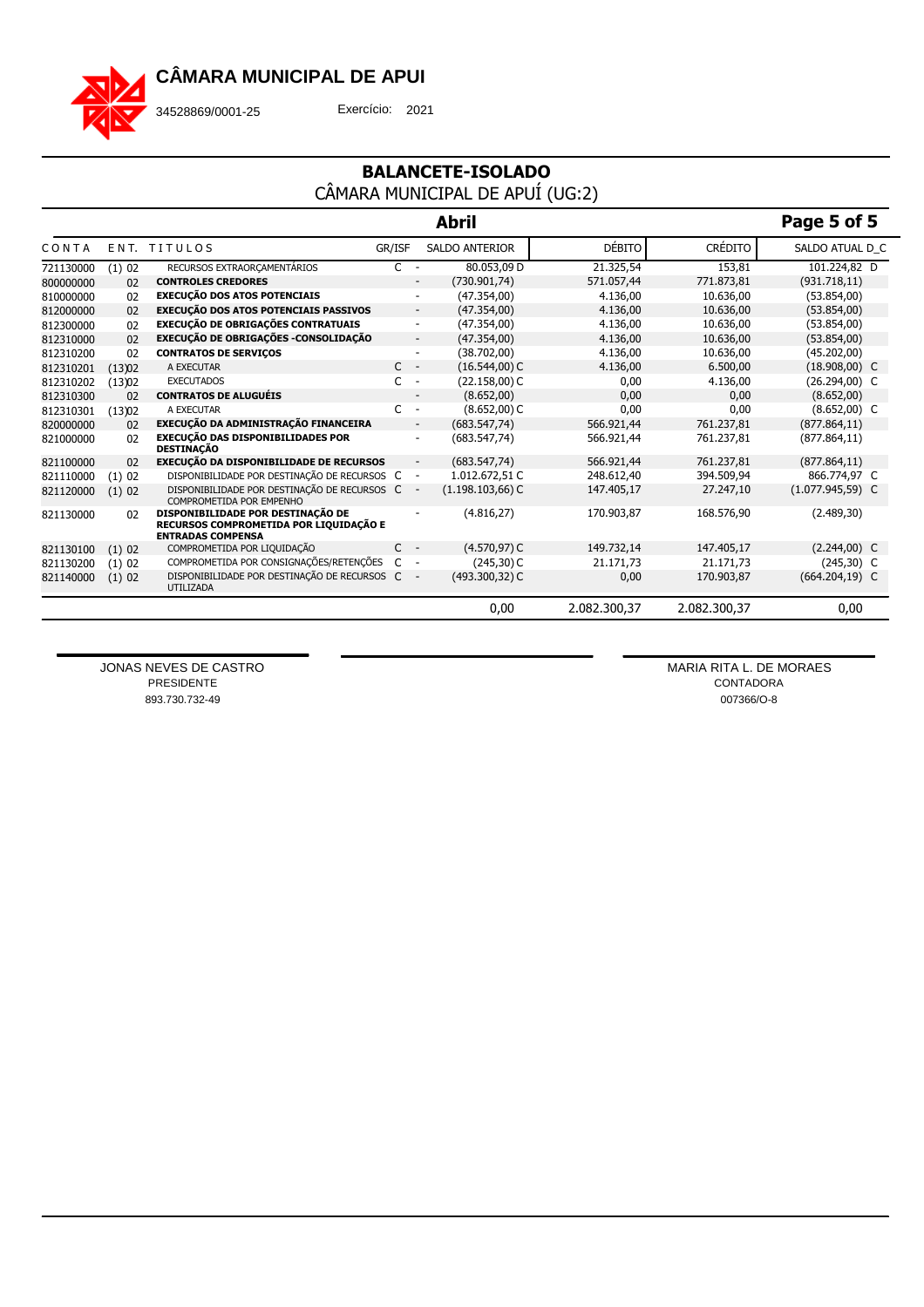# CÂMARA MUNICIPAL DE APUI

34528869/0001-25 Exercício: 2021

## BALANCETE-ISOLADO

CÂMARA MUNICIPAL DE APUÍ (UG:2)

### Abril

| CONTA | ENT. | TITULOS | GR/ISF | | SALDO ANTERIOR | DÉBITO | CRÉDITO | SALDO ATUAL D_C |
|---|---|---|---|---|---|---|---|---|
| 721130000 | (1) 02 | RECURSOS EXTRAORÇAMENTÁRIOS | C | - | 80.053,09 D | 21.325,54 | 153,81 | 101.224,82 D |
| 800000000 | 02 | **CONTROLES CREDORES** | | - | (730.901,74) | 571.057,44 | 771.873,81 | (931.718,11) |
| 810000000 | 02 | **EXECUÇÃO DOS ATOS POTENCIAIS** | | - | (47.354,00) | 4.136,00 | 10.636,00 | (53.854,00) |
| 812000000 | 02 | **EXECUÇÃO DOS ATOS POTENCIAIS PASSIVOS** | | - | (47.354,00) | 4.136,00 | 10.636,00 | (53.854,00) |
| 812300000 | 02 | **EXECUÇÃO DE OBRIGAÇÕES CONTRATUAIS** | | - | (47.354,00) | 4.136,00 | 10.636,00 | (53.854,00) |
| 812310000 | 02 | **EXECUÇÃO DE OBRIGAÇÕES -CONSOLIDAÇÃO** | | - | (47.354,00) | 4.136,00 | 10.636,00 | (53.854,00) |
| 812310200 | 02 | **CONTRATOS DE SERVIÇOS** | | - | (38.702,00) | 4.136,00 | 10.636,00 | (45.202,00) |
| 812310201 | (13)02 | A EXECUTAR | C | - | (16.544,00) C | 4.136,00 | 6.500,00 | (18.908,00) C |
| 812310202 | (13)02 | EXECUTADOS | C | - | (22.158,00) C | 0,00 | 4.136,00 | (26.294,00) C |
| 812310300 | 02 | **CONTRATOS DE ALUGUÉIS** | | - | (8.652,00) | 0,00 | 0,00 | (8.652,00) |
| 812310301 | (13)02 | A EXECUTAR | C | - | (8.652,00) C | 0,00 | 0,00 | (8.652,00) C |
| 820000000 | 02 | **EXECUÇÃO DA ADMINISTRAÇÃO FINANCEIRA** | | - | (683.547,74) | 566.921,44 | 761.237,81 | (877.864,11) |
| 821000000 | 02 | **EXECUÇÃO DAS DISPONIBILIDADES POR DESTINAÇÃO** | | - | (683.547,74) | 566.921,44 | 761.237,81 | (877.864,11) |
| 821100000 | 02 | **EXECUÇÃO DA DISPONIBILIDADE DE RECURSOS** | | - | (683.547,74) | 566.921,44 | 761.237,81 | (877.864,11) |
| 821110000 | (1) 02 | DISPONIBILIDADE POR DESTINAÇÃO DE RECURSOS | C | - | 1.012.672,51 C | 248.612,40 | 394.509,94 | 866.774,97 C |
| 821120000 | (1) 02 | DISPONIBILIDADE POR DESTINAÇÃO DE RECURSOS COMPROMETIDA POR EMPENHO | C | - | (1.198.103,66) C | 147.405,17 | 27.247,10 | (1.077.945,59) C |
| 821130000 | 02 | **DISPONIBILIDADE POR DESTINAÇÃO DE RECURSOS COMPROMETIDA POR LIQUIDAÇÃO E ENTRADAS COMPENSA** | | - | (4.816,27) | 170.903,87 | 168.576,90 | (2.489,30) |
| 821130100 | (1) 02 | COMPROMETIDA POR LIQUIDAÇÃO | C | - | (4.570,97) C | 149.732,14 | 147.405,17 | (2.244,00) C |
| 821130200 | (1) 02 | COMPROMETIDA POR CONSIGNAÇÕES/RETENÇÕES | C | - | (245,30) C | 21.171,73 | 21.171,73 | (245,30) C |
| 821140000 | (1) 02 | DISPONIBILIDADE POR DESTINAÇÃO DE RECURSOS UTILIZADA | C | - | (493.300,32) C | 0,00 | 170.903,87 | (664.204,19) C |
| | | | | | 0,00 | 2.082.300,37 | 2.082.300,37 | 0,00 |

JONAS NEVES DE CASTRO
PRESIDENTE
893.730.732-49

MARIA RITA L. DE MORAES
CONTADORA
007366/O-8